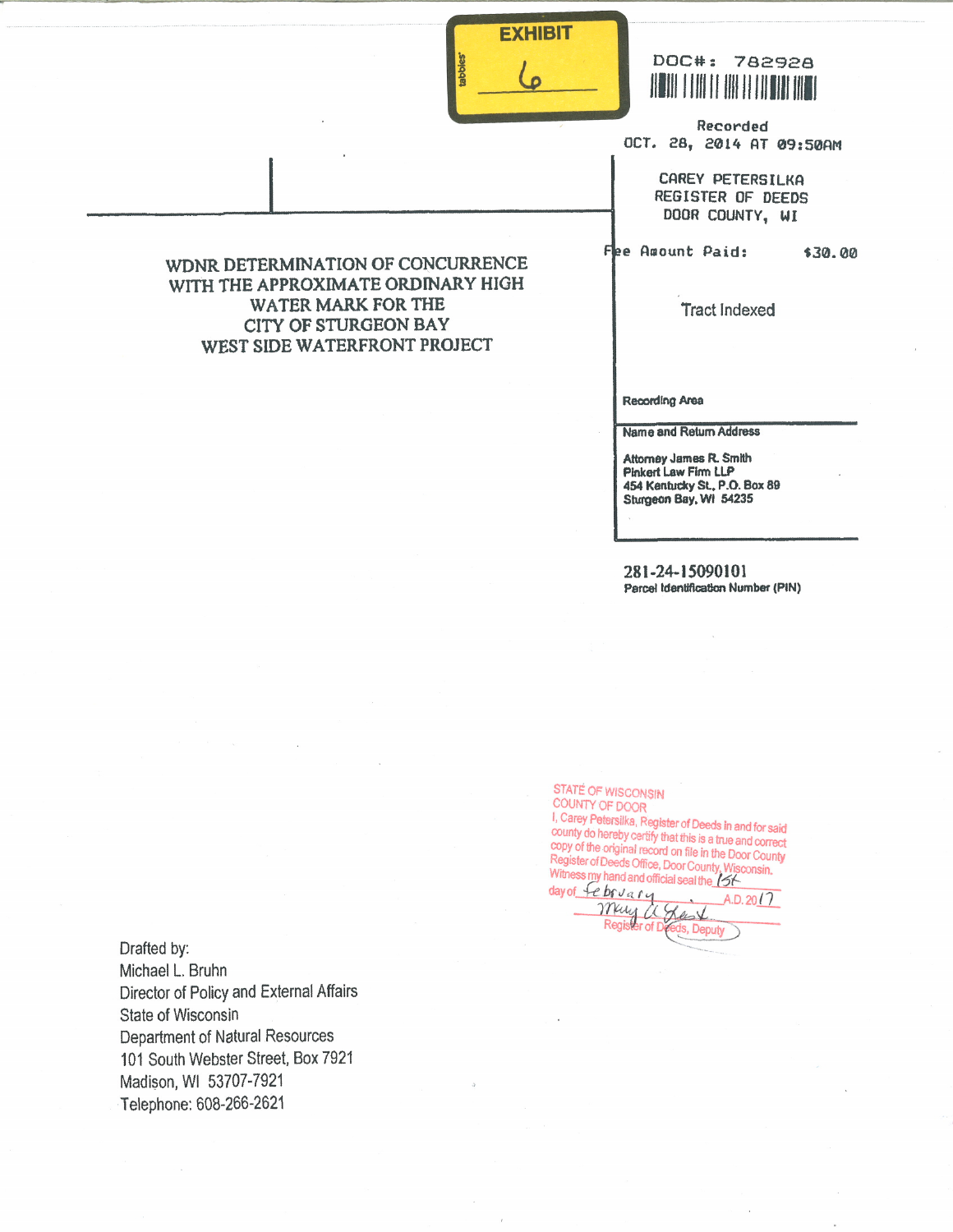EXHIBIT 6

DOC#: 782928

Recorded
OCT. 28, 2014 AT 09:50AM

CAREY PETERSILKA
REGISTER OF DEEDS
DOOR COUNTY, WI

Fee Amount Paid: $30.00

Tract Indexed

# WDNR DETERMINATION OF CONCURRENCE WITH THE APPROXIMATE ORDINARY HIGH WATER MARK FOR THE CITY OF STURGEON BAY WEST SIDE WATERFRONT PROJECT

Recording Area

Name and Return Address

Attorney James R. Smith
Pinkert Law Firm LLP
454 Kentucky St., P.O. Box 89
Sturgeon Bay, WI 54235

281-24-15090101
Parcel Identification Number (PIN)

STATE OF WISCONSIN
COUNTY OF DOOR
I, Carey Petersilka, Register of Deeds in and for said county do hereby certify that this is a true and correct copy of the original record on file in the Door County Register of Deeds Office, Door County, Wisconsin.
Witness my hand and official seal the 1st day of February A.D. 2017
Register of Deeds, Deputy

Drafted by:
Michael L. Bruhn
Director of Policy and External Affairs
State of Wisconsin
Department of Natural Resources
101 South Webster Street, Box 7921
Madison, WI 53707-7921
Telephone: 608-266-2621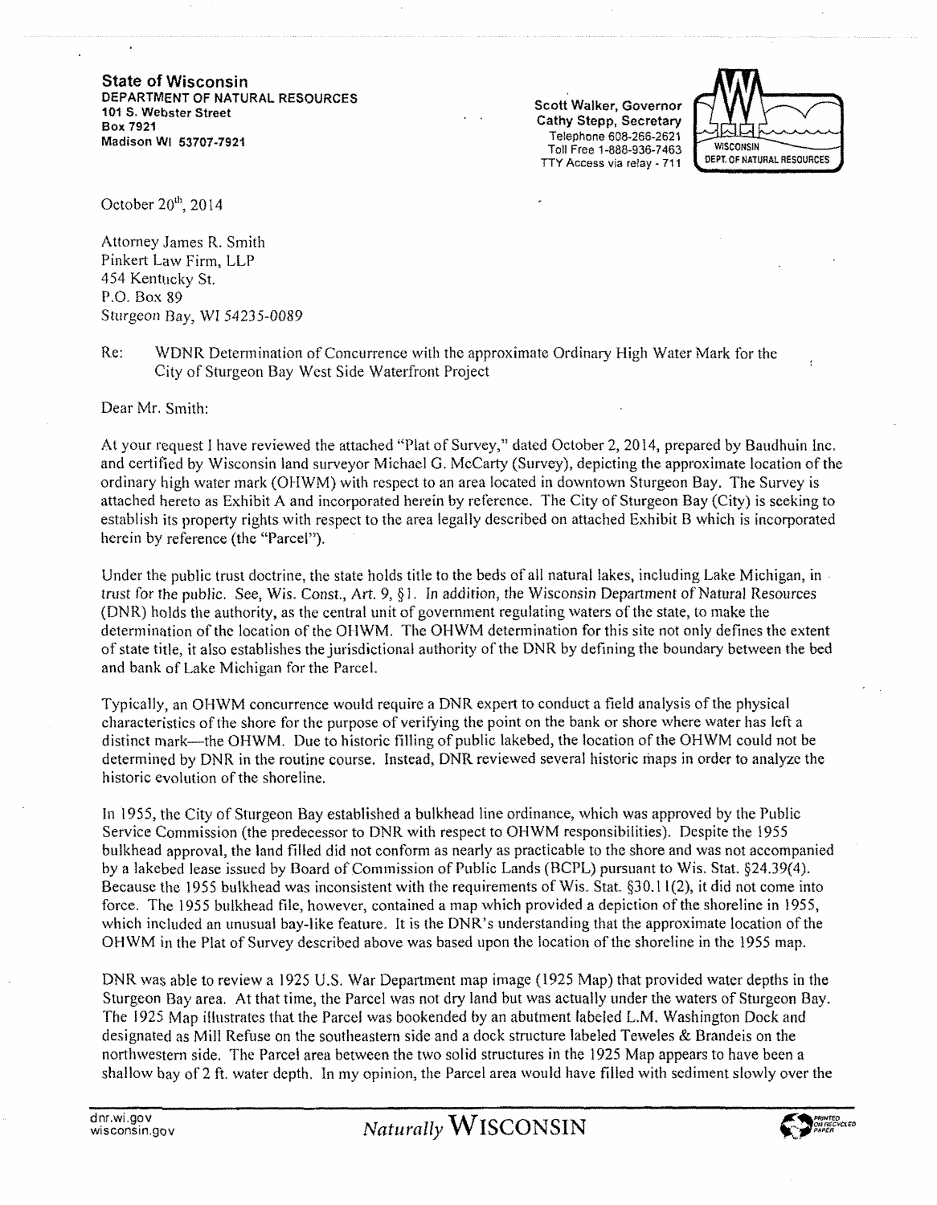**State of Wisconsin**
**DEPARTMENT OF NATURAL RESOURCES**
**101 S. Webster Street**
**Box 7921**
**Madison WI 53707-7921**

**Scott Walker, Governor**
**Cathy Stepp, Secretary**
Telephone 608-266-2621
Toll Free 1-888-936-7463
TTY Access via relay - 711

WISCONSIN DEPT. OF NATURAL RESOURCES

October 20th, 2014

Attorney James R. Smith
Pinkert Law Firm, LLP
454 Kentucky St.
P.O. Box 89
Sturgeon Bay, WI 54235-0089

Re: WDNR Determination of Concurrence with the approximate Ordinary High Water Mark for the City of Sturgeon Bay West Side Waterfront Project

Dear Mr. Smith:

At your request I have reviewed the attached "Plat of Survey," dated October 2, 2014, prepared by Baudhuin Inc. and certified by Wisconsin land surveyor Michael G. McCarty (Survey), depicting the approximate location of the ordinary high water mark (OHWM) with respect to an area located in downtown Sturgeon Bay. The Survey is attached hereto as Exhibit A and incorporated herein by reference. The City of Sturgeon Bay (City) is seeking to establish its property rights with respect to the area legally described on attached Exhibit B which is incorporated herein by reference (the "Parcel").

Under the public trust doctrine, the state holds title to the beds of all natural lakes, including Lake Michigan, in trust for the public. See, Wis. Const., Art. 9, §1. In addition, the Wisconsin Department of Natural Resources (DNR) holds the authority, as the central unit of government regulating waters of the state, to make the determination of the location of the OHWM. The OHWM determination for this site not only defines the extent of state title, it also establishes the jurisdictional authority of the DNR by defining the boundary between the bed and bank of Lake Michigan for the Parcel.

Typically, an OHWM concurrence would require a DNR expert to conduct a field analysis of the physical characteristics of the shore for the purpose of verifying the point on the bank or shore where water has left a distinct mark—the OHWM. Due to historic filling of public lakebed, the location of the OHWM could not be determined by DNR in the routine course. Instead, DNR reviewed several historic maps in order to analyze the historic evolution of the shoreline.

In 1955, the City of Sturgeon Bay established a bulkhead line ordinance, which was approved by the Public Service Commission (the predecessor to DNR with respect to OHWM responsibilities). Despite the 1955 bulkhead approval, the land filled did not conform as nearly as practicable to the shore and was not accompanied by a lakebed lease issued by Board of Commission of Public Lands (BCPL) pursuant to Wis. Stat. §24.39(4). Because the 1955 bulkhead was inconsistent with the requirements of Wis. Stat. §30.11(2), it did not come into force. The 1955 bulkhead file, however, contained a map which provided a depiction of the shoreline in 1955, which included an unusual bay-like feature. It is the DNR's understanding that the approximate location of the OHWM in the Plat of Survey described above was based upon the location of the shoreline in the 1955 map.

DNR was able to review a 1925 U.S. War Department map image (1925 Map) that provided water depths in the Sturgeon Bay area. At that time, the Parcel was not dry land but was actually under the waters of Sturgeon Bay. The 1925 Map illustrates that the Parcel was bookended by an abutment labeled L.M. Washington Dock and designated as Mill Refuse on the southeastern side and a dock structure labeled Teweles & Brandeis on the northwestern side. The Parcel area between the two solid structures in the 1925 Map appears to have been a shallow bay of 2 ft. water depth. In my opinion, the Parcel area would have filled with sediment slowly over the

dnr.wi.gov
wisconsin.gov

*Naturally* WISCONSIN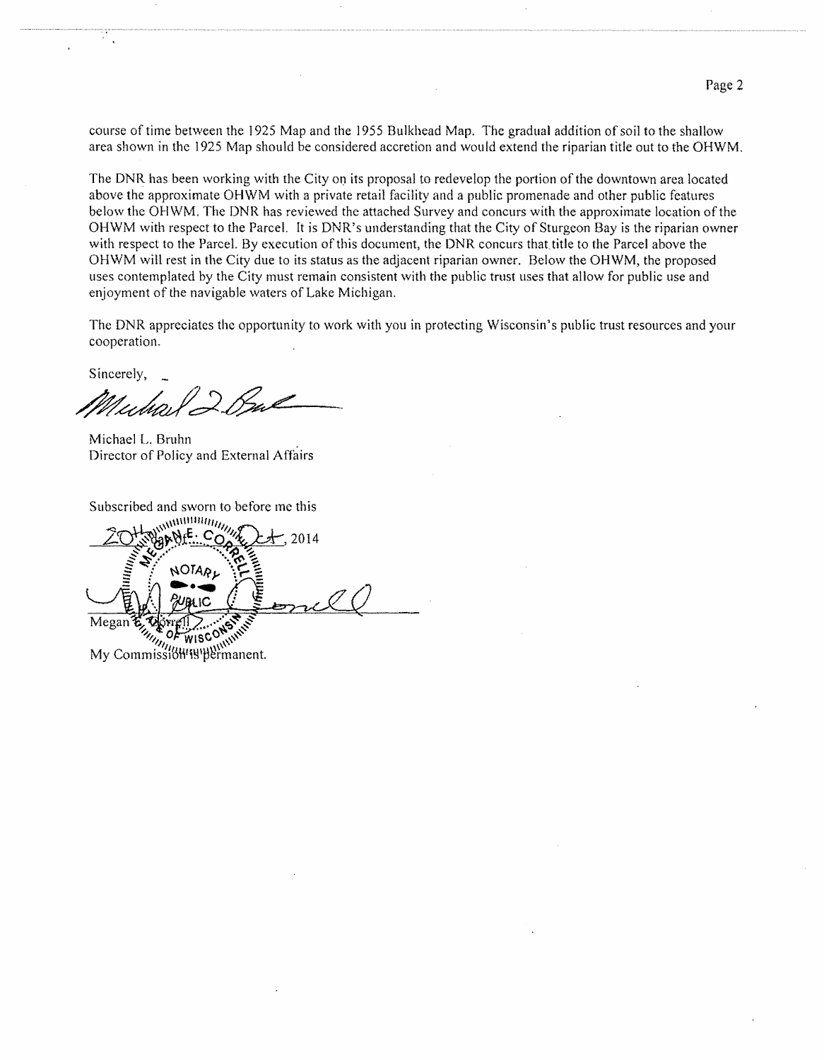course of time between the 1925 Map and the 1955 Bulkhead Map. The gradual addition of soil to the shallow area shown in the 1925 Map should be considered accretion and would extend the riparian title out to the OHWM.

The DNR has been working with the City on its proposal to redevelop the portion of the downtown area located above the approximate OHWM with a private retail facility and a public promenade and other public features below the OHWM. The DNR has reviewed the attached Survey and concurs with the approximate location of the OHWM with respect to the Parcel. It is DNR's understanding that the City of Sturgeon Bay is the riparian owner with respect to the Parcel. By execution of this document, the DNR concurs that title to the Parcel above the OHWM will rest in the City due to its status as the adjacent riparian owner. Below the OHWM, the proposed uses contemplated by the City must remain consistent with the public trust uses that allow for public use and enjoyment of the navigable waters of Lake Michigan.

The DNR appreciates the opportunity to work with you in protecting Wisconsin's public trust resources and your cooperation.

Sincerely,

Michael L. Bruhn
Director of Policy and External Affairs

Subscribed and sworn to before me this
20th day of Oct, 2014

Megan E. Correll
My Commission is permanent.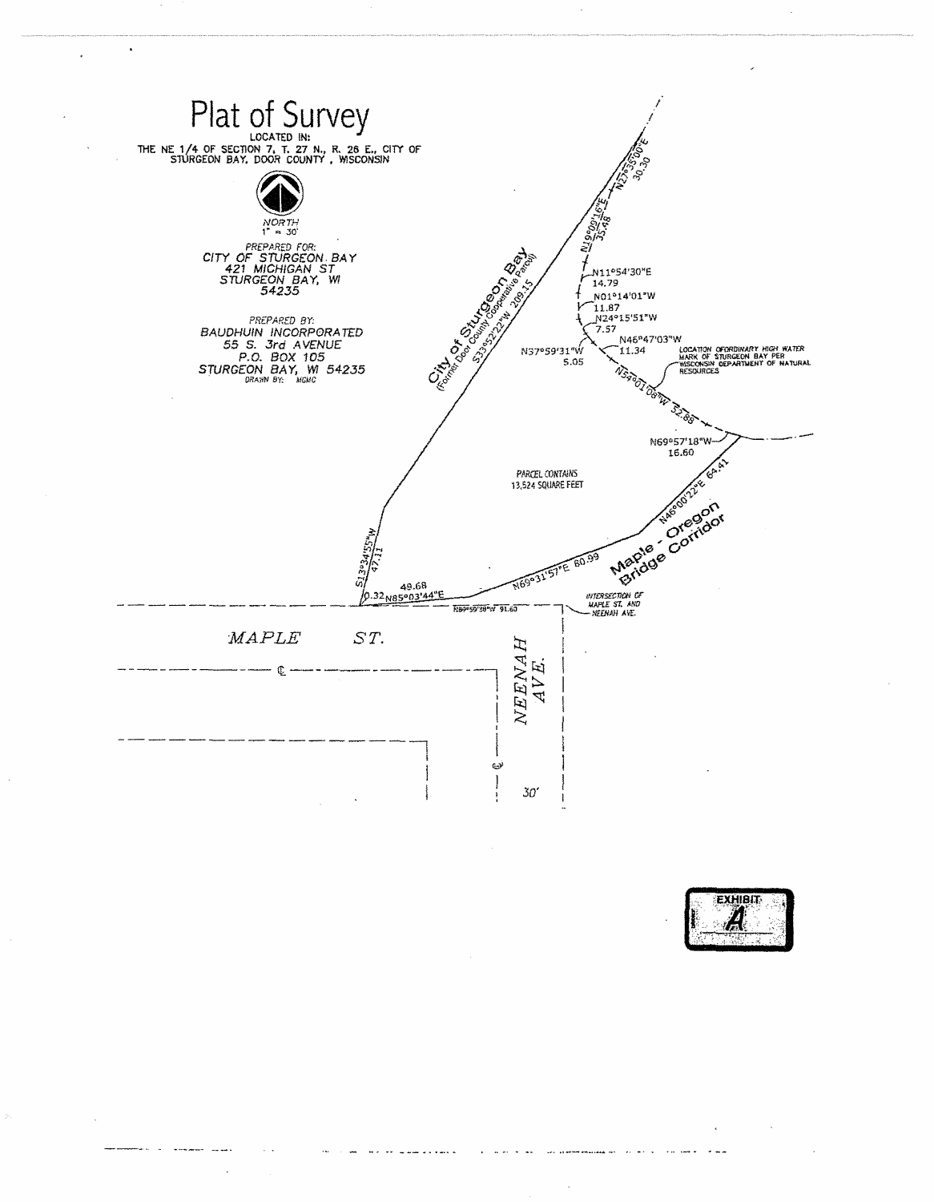# Plat of Survey

LOCATED IN:
THE NE 1/4 OF SECTION 7, T. 27 N., R. 26 E., CITY OF STURGEON BAY, DOOR COUNTY, WISCONSIN

NORTH
1" = 30'

*PREPARED FOR:*
CITY OF STURGEON BAY
421 MICHIGAN ST
STURGEON BAY, WI
54235

*PREPARED BY:*
BAUDHUIN INCORPORATED
55 S. 3rd AVENUE
P.O. BOX 105
STURGEON BAY, WI 54235
DRAWN BY: MGMC

City of Sturgeon Bay
(Former Door County Cooperative Parcel)
S33°52'22"W 209.15

N27°35'00"E
30.30

N19°00'16"E
35.48

N11°54'30"E
14.79

N01°14'01"W
11.87

N24°15'51"W
7.57

N46°47'03"W
11.34

N37°59'31"W
5.05

N54°01'08"W 32.88

LOCATION OF ORDINARY HIGH WATER MARK OF STURGEON BAY PER WISCONSIN DEPARTMENT OF NATURAL RESOURCES

N69°57'18"W
16.60

PARCEL CONTAINS
13,524 SQUARE FEET

N46°00'22"E 64.41

Maple - Oregon
Bridge Corridor

S13°34'55"W
47.11

0.32

49.68
N85°03'44"E

N69°31'57"E 80.99

N89°59'38"W 91.60

INTERSECTION OF
MAPLE ST. AND
NEENAH AVE.

MAPLE ST.

NEENAH AVE.

30'

EXHIBIT
A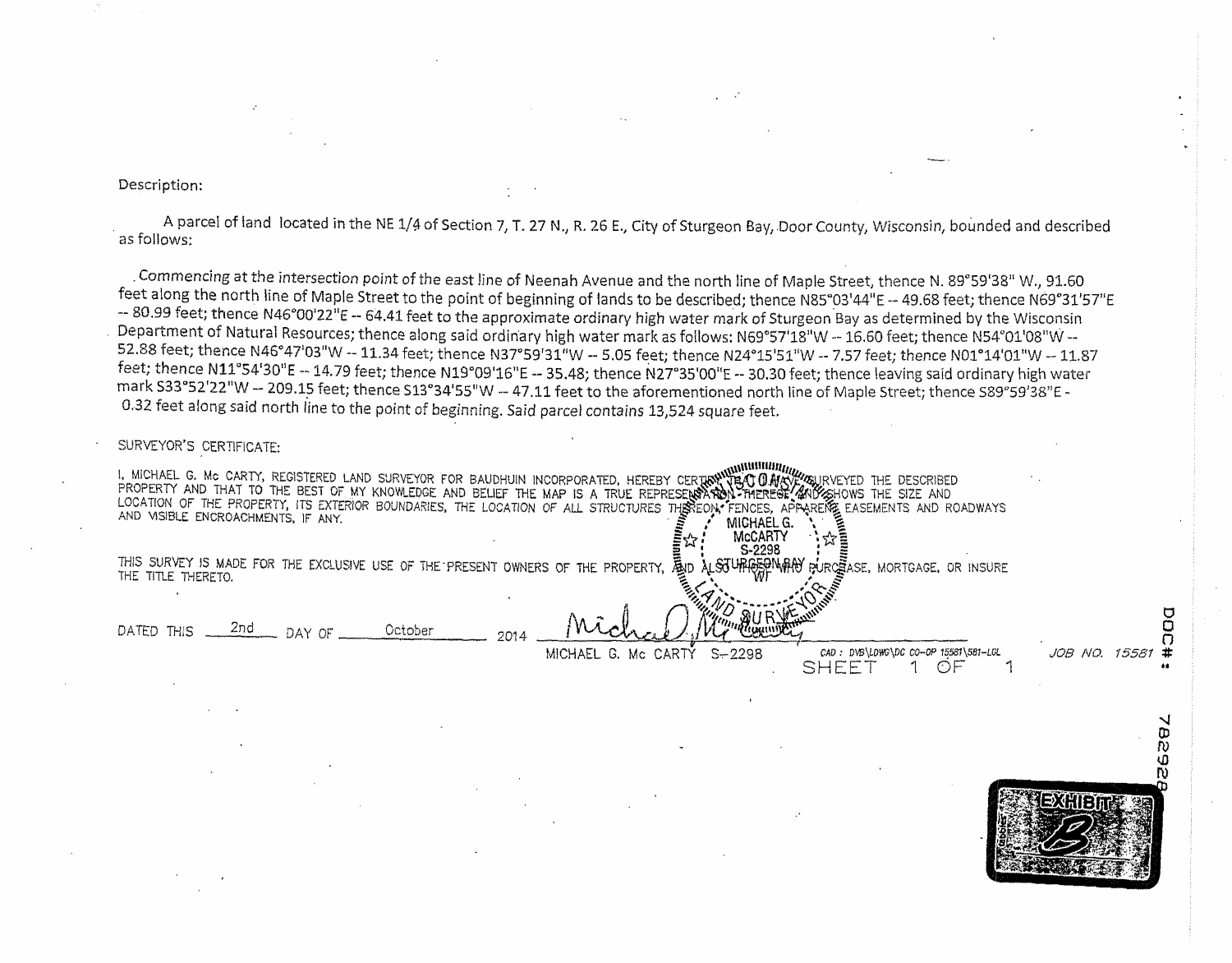Description:

A parcel of land located in the NE 1/4 of Section 7, T. 27 N., R. 26 E., City of Sturgeon Bay, Door County, Wisconsin, bounded and described as follows:

Commencing at the intersection point of the east line of Neenah Avenue and the north line of Maple Street, thence N. 89°59'38" W., 91.60 feet along the north line of Maple Street to the point of beginning of lands to be described; thence N85°03'44"E -- 49.68 feet; thence N69°31'57"E -- 80.99 feet; thence N46°00'22"E -- 64.41 feet to the approximate ordinary high water mark of Sturgeon Bay as determined by the Wisconsin Department of Natural Resources; thence along said ordinary high water mark as follows: N69°57'18"W -- 16.60 feet; thence N54°01'08"W -- 52.88 feet; thence N46°47'03"W -- 11.34 feet; thence N37°59'31"W -- 5.05 feet; thence N24°15'51"W -- 7.57 feet; thence N01°14'01"W -- 11.87 feet; thence N11°54'30"E -- 14.79 feet; thence N19°09'16"E -- 35.48; thence N27°35'00"E -- 30.30 feet; thence leaving said ordinary high water mark S33°52'22"W -- 209.15 feet; thence S13°34'55"W -- 47.11 feet to the aforementioned north line of Maple Street; thence S89°59'38"E - 0.32 feet along said north line to the point of beginning. Said parcel contains 13,524 square feet.

SURVEYOR'S CERTIFICATE:

I, MICHAEL G. Mc CARTY, REGISTERED LAND SURVEYOR FOR BAUDHUIN INCORPORATED, HEREBY CERTIFY THAT I HAVE SURVEYED THE DESCRIBED PROPERTY AND THAT TO THE BEST OF MY KNOWLEDGE AND BELIEF THE MAP IS A TRUE REPRESENTATION THEREOF AND SHOWS THE SIZE AND LOCATION OF THE PROPERTY, ITS EXTERIOR BOUNDARIES, THE LOCATION OF ALL STRUCTURES THEREON, FENCES, APPARENT EASEMENTS AND ROADWAYS AND VISIBLE ENCROACHMENTS, IF ANY.

THIS SURVEY IS MADE FOR THE EXCLUSIVE USE OF THE PRESENT OWNERS OF THE PROPERTY, AND ALSO THOSE WHO PURCHASE, MORTGAGE, OR INSURE THE TITLE THERETO.

WISCONSIN MICHAEL G. McCARTY S-2298 STURGEON BAY WI LAND SURVEYOR

DATED THIS 2nd DAY OF October 2014

MICHAEL G. Mc CARTY S-2298

CAD : DVB\LDWG\DC CO-OP 15581\581-LGL

SHEET 1 OF 1

JOB NO. 15581

DOC #: 782928

EXHIBIT B